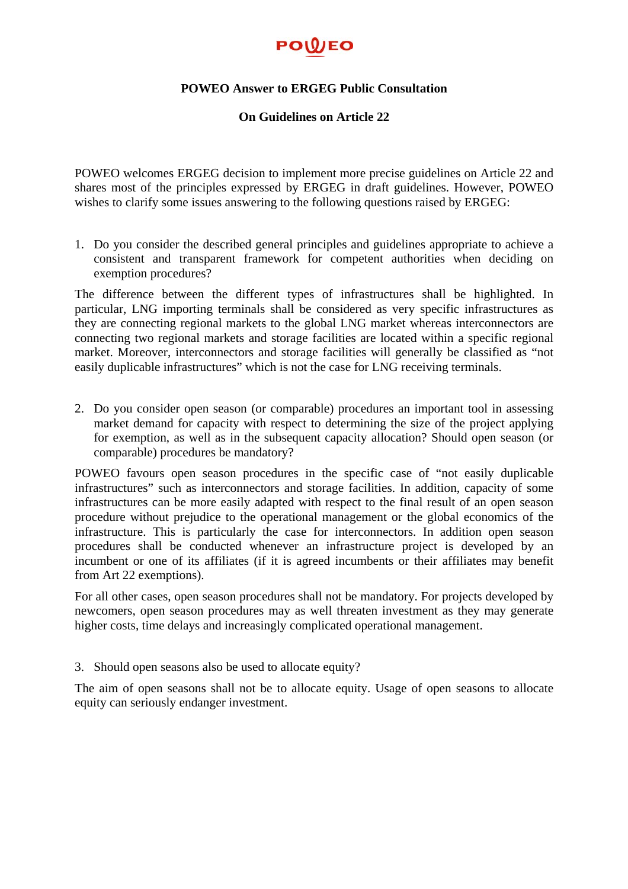POWEO

# POWEO Answer to ERGEG Public Consultation

## On Guidelines on Article 22

POWEO welcomes ERGEG decision to implement more precise guidelines on Article 22 and shares most of the principles expressed by ERGEG in draft guidelines. However, POWEO wishes to clarify some issues answering to the following questions raised by ERGEG:

1. Do you consider the described general principles and guidelines appropriate to achieve a consistent and transparent framework for competent authorities when deciding on exemption procedures?

The difference between the different types of infrastructures shall be highlighted. In particular, LNG importing terminals shall be considered as very specific infrastructures as they are connecting regional markets to the global LNG market whereas interconnectors are connecting two regional markets and storage facilities are located within a specific regional market. Moreover, interconnectors and storage facilities will generally be classified as "not easily duplicable infrastructures" which is not the case for LNG receiving terminals.

2. Do you consider open season (or comparable) procedures an important tool in assessing market demand for capacity with respect to determining the size of the project applying for exemption, as well as in the subsequent capacity allocation? Should open season (or comparable) procedures be mandatory?

POWEO favours open season procedures in the specific case of "not easily duplicable infrastructures" such as interconnectors and storage facilities. In addition, capacity of some infrastructures can be more easily adapted with respect to the final result of an open season procedure without prejudice to the operational management or the global economics of the infrastructure. This is particularly the case for interconnectors. In addition open season procedures shall be conducted whenever an infrastructure project is developed by an incumbent or one of its affiliates (if it is agreed incumbents or their affiliates may benefit from Art 22 exemptions).

For all other cases, open season procedures shall not be mandatory. For projects developed by newcomers, open season procedures may as well threaten investment as they may generate higher costs, time delays and increasingly complicated operational management.

3. Should open seasons also be used to allocate equity?

The aim of open seasons shall not be to allocate equity. Usage of open seasons to allocate equity can seriously endanger investment.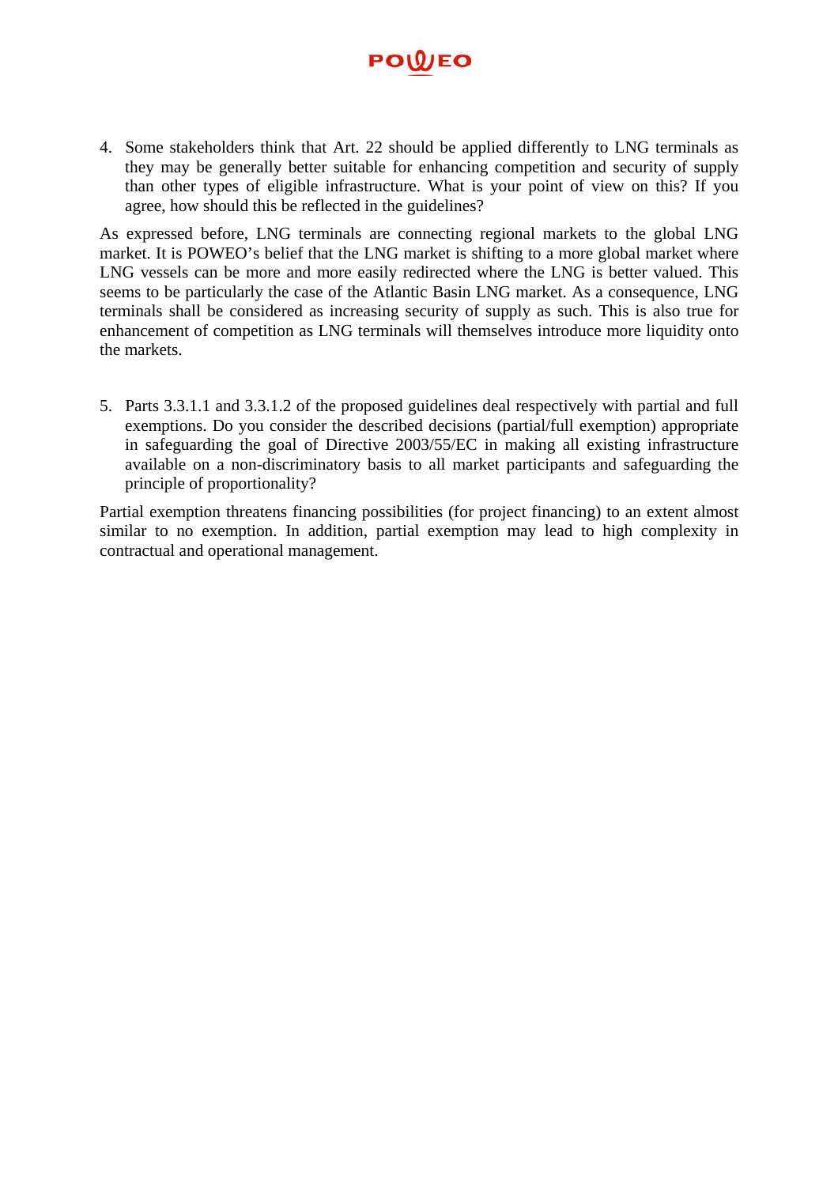4. Some stakeholders think that Art. 22 should be applied differently to LNG terminals as they may be generally better suitable for enhancing competition and security of supply than other types of eligible infrastructure. What is your point of view on this? If you agree, how should this be reflected in the guidelines?

As expressed before, LNG terminals are connecting regional markets to the global LNG market. It is POWEO's belief that the LNG market is shifting to a more global market where LNG vessels can be more and more easily redirected where the LNG is better valued. This seems to be particularly the case of the Atlantic Basin LNG market. As a consequence, LNG terminals shall be considered as increasing security of supply as such. This is also true for enhancement of competition as LNG terminals will themselves introduce more liquidity onto the markets.

5. Parts 3.3.1.1 and 3.3.1.2 of the proposed guidelines deal respectively with partial and full exemptions. Do you consider the described decisions (partial/full exemption) appropriate in safeguarding the goal of Directive 2003/55/EC in making all existing infrastructure available on a non-discriminatory basis to all market participants and safeguarding the principle of proportionality?

Partial exemption threatens financing possibilities (for project financing) to an extent almost similar to no exemption. In addition, partial exemption may lead to high complexity in contractual and operational management.